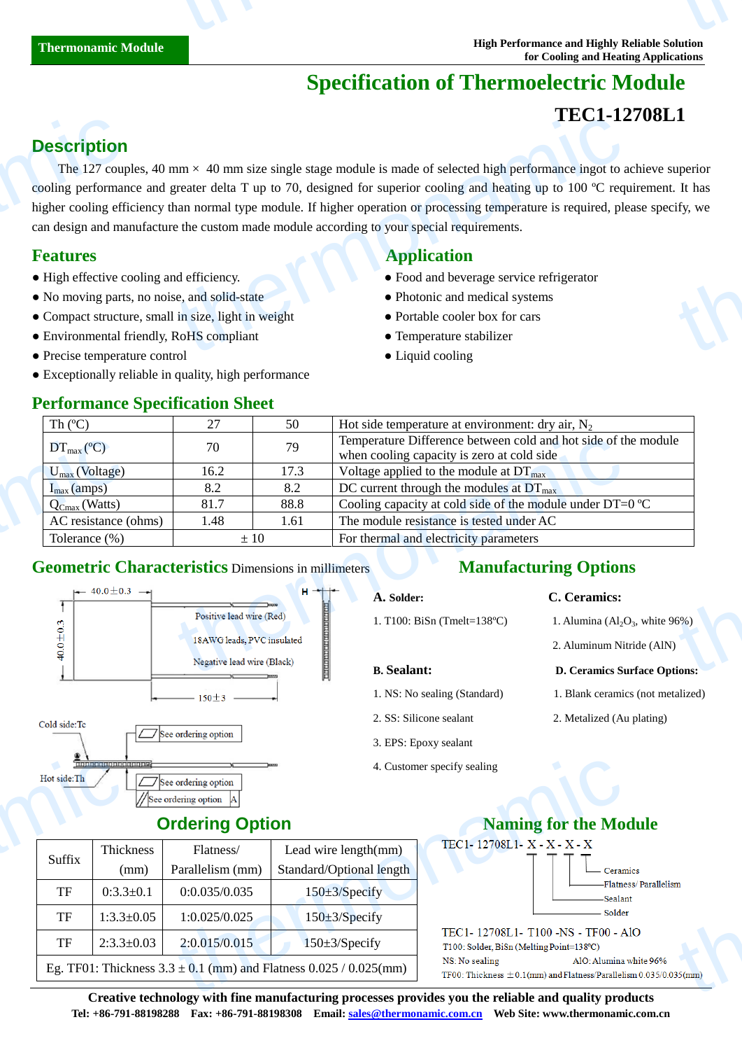# Specification of Thermoelectric Module

## TEC1-12708L1

## Description

The 127 couples, 40 mm × 40 mm size single stage module is made of selected high performance ingot to achieve superior cooling performance and greater delta T up to 70, designed for superior cooling and heating up to 100 ºC requirement. It has higher cooling efficiency than normal type module. If higher operation or processing temperature is required, please specify, we can design and manufacture the custom made module according to your special requirements.

## Features

- High effective cooling and efficiency.
- No moving parts, no noise, and solid-state
- Compact structure, small in size, light in weight
- Environmental friendly, RoHS compliant
- Precise temperature control
- Exceptionally reliable in quality, high performance

## Application

- Food and beverage service refrigerator
- Photonic and medical systems
- Portable cooler box for cars
- Temperature stabilizer
- Liquid cooling

## Performance Specification Sheet

| Th (ºC) | 27 | 50 | Hot side temperature at environment: dry air, $N_2$ |
|---|---|---|---|
| $DT_{max}$ (ºC) | 70 | 79 | Temperature Difference between cold and hot side of the module when cooling capacity is zero at cold side |
| $U_{max}$ (Voltage) | 16.2 | 17.3 | Voltage applied to the module at $DT_{max}$ |
| $I_{max}$ (amps) | 8.2 | 8.2 | DC current through the modules at $DT_{max}$ |
| $Q_{Cmax}$ (Watts) | 81.7 | 88.8 | Cooling capacity at cold side of the module under DT=0 ºC |
| AC resistance (ohms) | 1.48 | 1.61 | The module resistance is tested under AC |
| Tolerance (%) | ± 10 | | For thermal and electricity parameters |

## Geometric Characteristics Dimensions in millimeters

40.0±0.3 | 40.0±0.3 | H | Positive lead wire (Red) | 18AWG leads, PVC insulated | Negative lead wire (Black) | 150±3

Cold side:Tc | Hot side:Th | See ordering option | See ordering option | See ordering option A

## Manufacturing Options

**A. Solder:**

1. T100: BiSn (Tmelt=138ºC)

**B. Sealant:**

1. NS: No sealing (Standard)
2. SS: Silicone sealant
3. EPS: Epoxy sealant
4. Customer specify sealing

**C. Ceramics:**

1. Alumina ($Al_2O_3$, white 96%)
2. Aluminum Nitride (AlN)

**D. Ceramics Surface Options:**

1. Blank ceramics (not metalized)
2. Metalized (Au plating)

## Ordering Option

| Suffix | Thickness (mm) | Flatness/ Parallelism (mm) | Lead wire length(mm) Standard/Optional length |
|---|---|---|---|
| TF | 0:3.3±0.1 | 0:0.035/0.035 | 150±3/Specify |
| TF | 1:3.3±0.05 | 1:0.025/0.025 | 150±3/Specify |
| TF | 2:3.3±0.03 | 2:0.015/0.015 | 150±3/Specify |
| Eg. TF01: Thickness 3.3 ± 0.1 (mm) and Flatness 0.025 / 0.025(mm) | | | |

## Naming for the Module

TEC1- 12708L1- X - X - X - X

- Solder
- Sealant
- Flatness/ Parallelism
- Ceramics

TEC1- 12708L1- T100 -NS - TF00 - AlO

T100: Solder, BiSn (Melting Point=138ºC)

NS: No sealing    AlO: Alumina white 96%

TF00: Thickness ±0.1(mm) and Flatness/Parallelism 0.035/0.035(mm)

**Creative technology with fine manufacturing processes provides you the reliable and quality products**

**Tel: +86-791-88198288  Fax: +86-791-88198308  Email: sales@thermonamic.com.cn  Web Site: www.thermonamic.com.cn**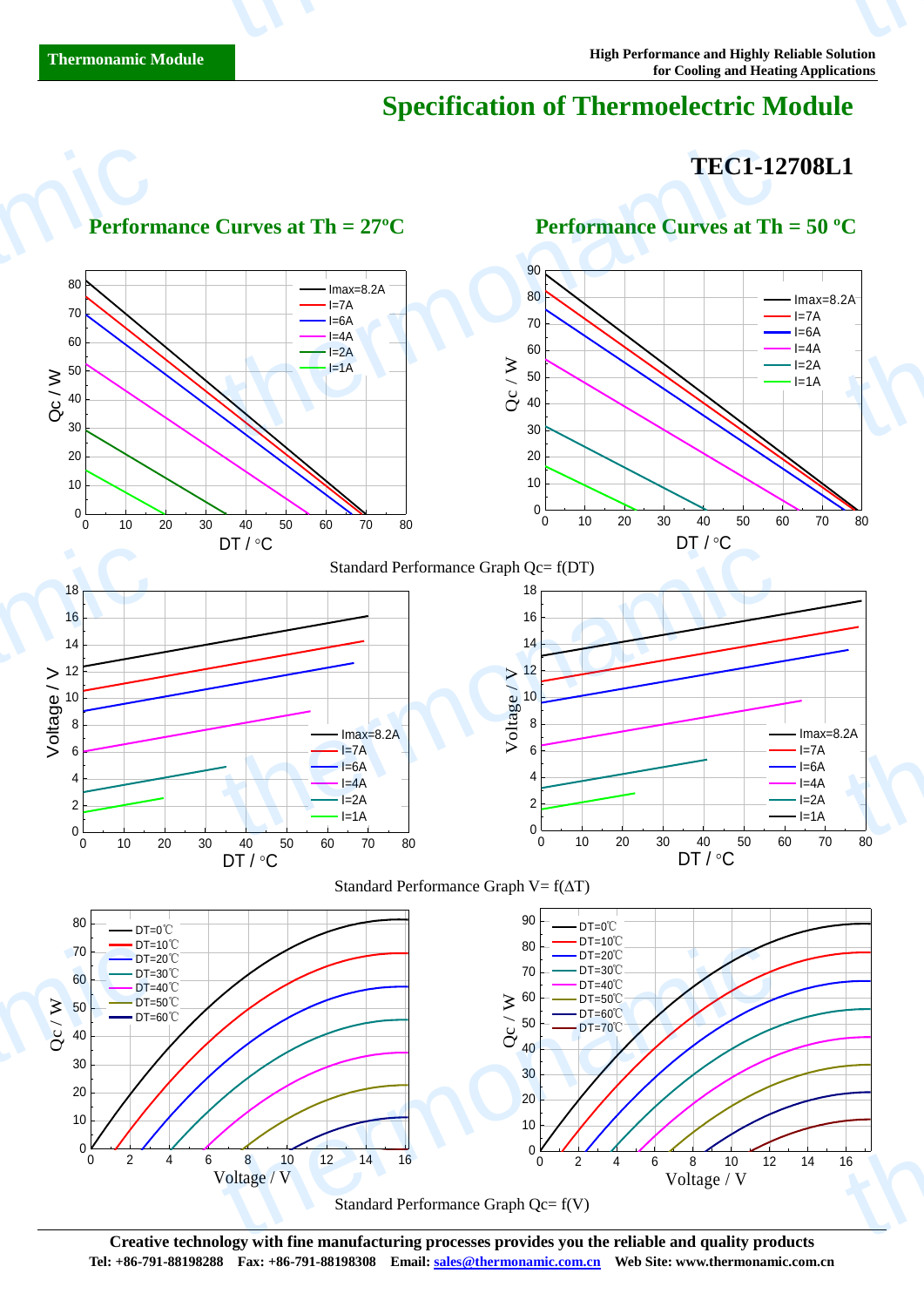# Specification of Thermoelectric Module

## TEC1-12708L1

### Performance Curves at Th = 27ºC

### Performance Curves at Th = 50 ºC

Standard Performance Graph Qc= f(DT)

Standard Performance Graph V= f(ΔT)

Standard Performance Graph Qc= f(V)

**Creative technology with fine manufacturing processes provides you the reliable and quality products**

**Tel: +86-791-88198288 Fax: +86-791-88198308 Email: sales@thermonamic.com.cn Web Site: www.thermonamic.com.cn**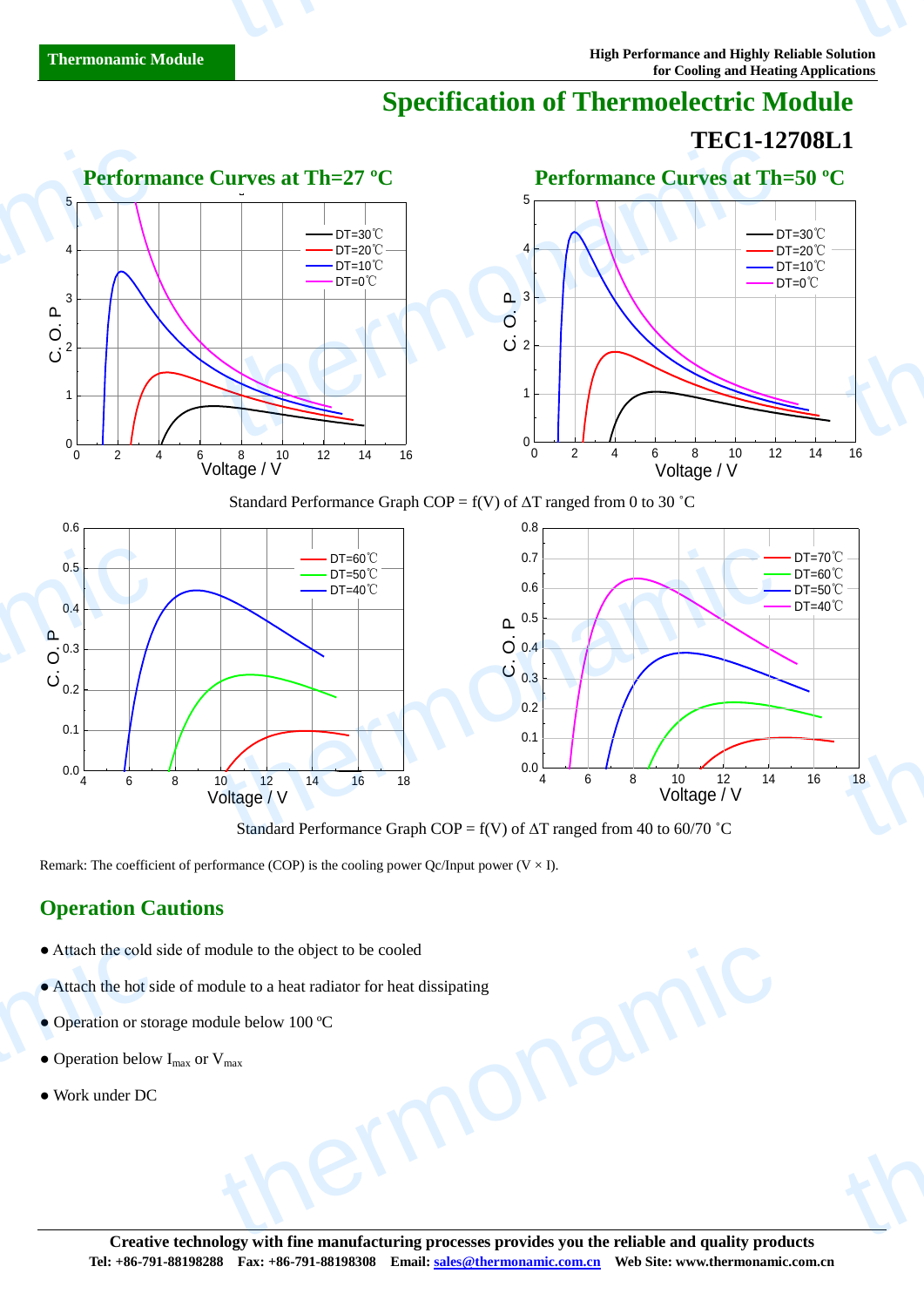## Specification of Thermoelectric Module

### TEC1-12708L1

**Performance Curves at Th=27 ºC**

C. O. P

Voltage / V

DT=30℃
DT=20℃
DT=10℃
DT=0℃

**Performance Curves at Th=50 ºC**

C. O. P

Voltage / V

DT=30℃
DT=20℃
DT=10℃
DT=0℃

Standard Performance Graph COP = f(V) of ΔT ranged from 0 to 30 ˚C

C. O. P

Voltage / V

DT=60℃
DT=50℃
DT=40℃

C. O. P

Voltage / V

DT=70℃
DT=60℃
DT=50℃
DT=40℃

Standard Performance Graph COP = f(V) of ΔT ranged from 40 to 60/70 ˚C

Remark: The coefficient of performance (COP) is the cooling power Qc/Input power (V × I).

## Operation Cautions

- Attach the cold side of module to the object to be cooled
- Attach the hot side of module to a heat radiator for heat dissipating
- Operation or storage module below 100 ºC
- Operation below $I_{max}$ or $V_{max}$
- Work under DC